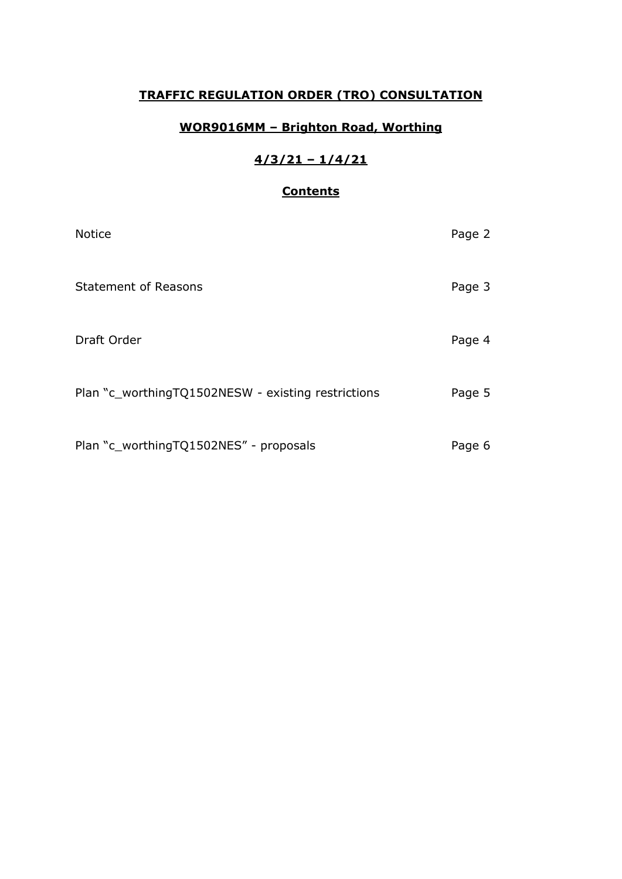# TRAFFIC REGULATION ORDER (TRO) CONSULTATION

## WOR9016MM – Brighton Road, Worthing

## 4/3/21 – 1/4/21

## Contents

| | |
|---|---|
| Notice | Page 2 |
| Statement of Reasons | Page 3 |
| Draft Order | Page 4 |
| Plan "c_worthingTQ1502NESW - existing restrictions | Page 5 |
| Plan "c_worthingTQ1502NES" - proposals | Page 6 |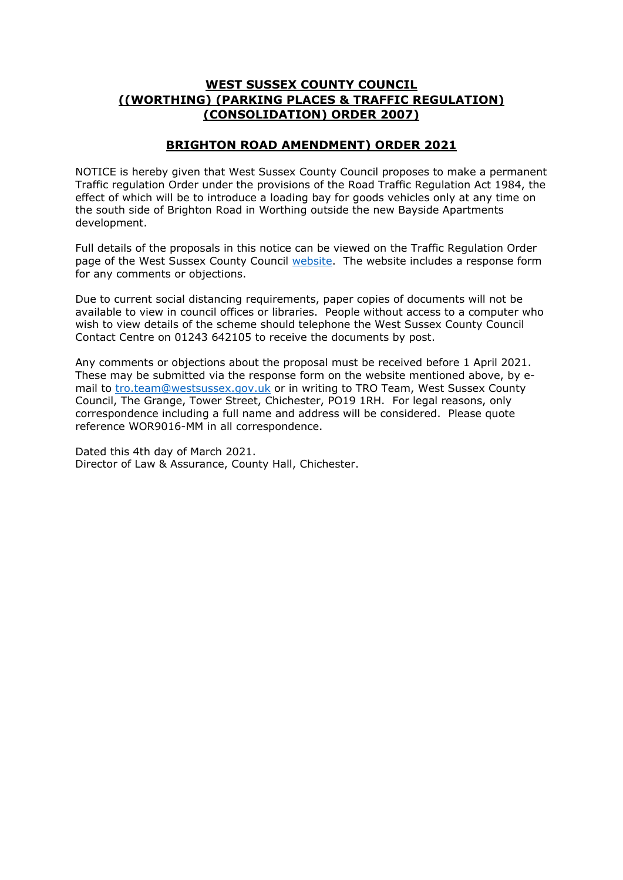## WEST SUSSEX COUNTY COUNCIL
## ((WORTHING) (PARKING PLACES & TRAFFIC REGULATION) (CONSOLIDATION) ORDER 2007)

## BRIGHTON ROAD AMENDMENT) ORDER 2021

NOTICE is hereby given that West Sussex County Council proposes to make a permanent Traffic regulation Order under the provisions of the Road Traffic Regulation Act 1984, the effect of which will be to introduce a loading bay for goods vehicles only at any time on the south side of Brighton Road in Worthing outside the new Bayside Apartments development.

Full details of the proposals in this notice can be viewed on the Traffic Regulation Order page of the West Sussex County Council website. The website includes a response form for any comments or objections.

Due to current social distancing requirements, paper copies of documents will not be available to view in council offices or libraries. People without access to a computer who wish to view details of the scheme should telephone the West Sussex County Council Contact Centre on 01243 642105 to receive the documents by post.

Any comments or objections about the proposal must be received before 1 April 2021. These may be submitted via the response form on the website mentioned above, by e-mail to tro.team@westsussex.gov.uk or in writing to TRO Team, West Sussex County Council, The Grange, Tower Street, Chichester, PO19 1RH. For legal reasons, only correspondence including a full name and address will be considered. Please quote reference WOR9016-MM in all correspondence.

Dated this 4th day of March 2021.
Director of Law & Assurance, County Hall, Chichester.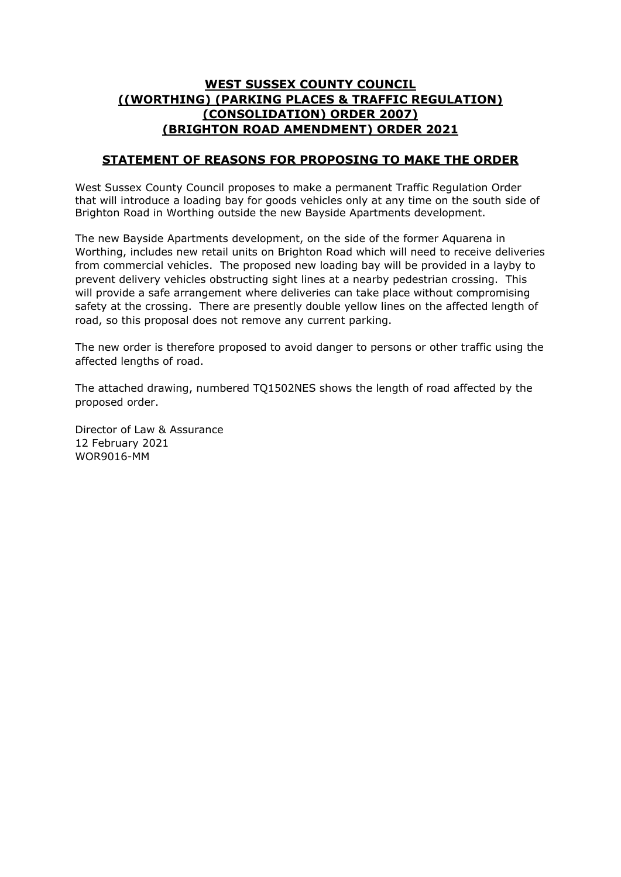# WEST SUSSEX COUNTY COUNCIL
# ((WORTHING) (PARKING PLACES & TRAFFIC REGULATION) (CONSOLIDATION) ORDER 2007) (BRIGHTON ROAD AMENDMENT) ORDER 2021

## STATEMENT OF REASONS FOR PROPOSING TO MAKE THE ORDER

West Sussex County Council proposes to make a permanent Traffic Regulation Order that will introduce a loading bay for goods vehicles only at any time on the south side of Brighton Road in Worthing outside the new Bayside Apartments development.

The new Bayside Apartments development, on the side of the former Aquarena in Worthing, includes new retail units on Brighton Road which will need to receive deliveries from commercial vehicles. The proposed new loading bay will be provided in a layby to prevent delivery vehicles obstructing sight lines at a nearby pedestrian crossing. This will provide a safe arrangement where deliveries can take place without compromising safety at the crossing. There are presently double yellow lines on the affected length of road, so this proposal does not remove any current parking.

The new order is therefore proposed to avoid danger to persons or other traffic using the affected lengths of road.

The attached drawing, numbered TQ1502NES shows the length of road affected by the proposed order.

Director of Law & Assurance
12 February 2021
WOR9016-MM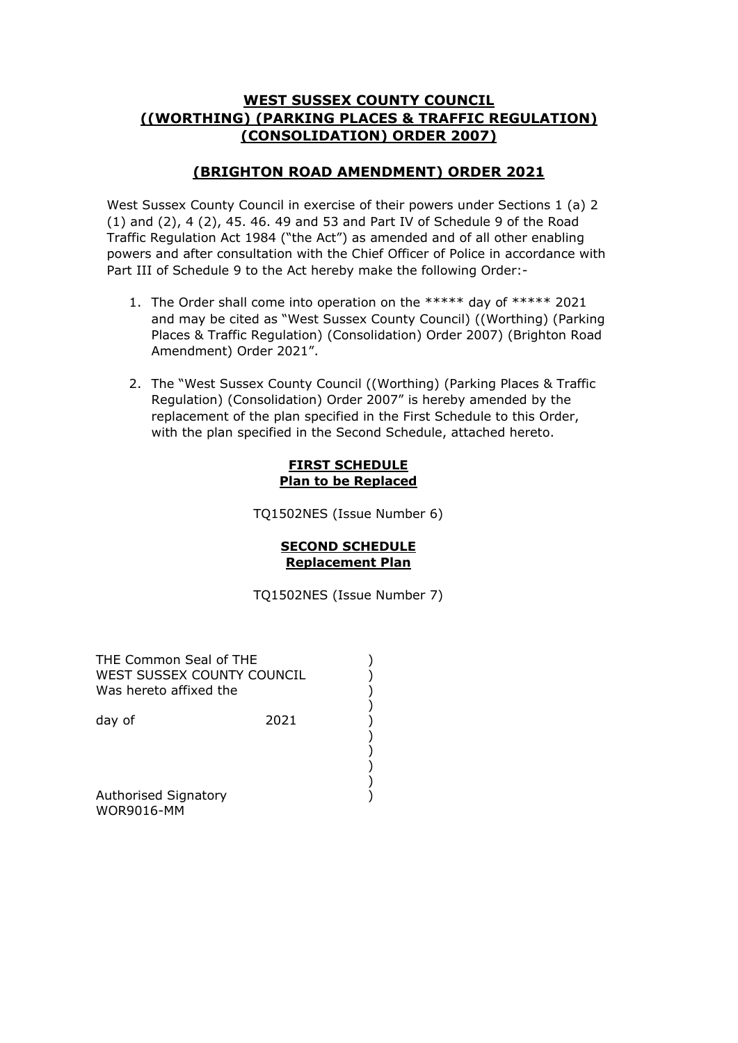# WEST SUSSEX COUNTY COUNCIL ((WORTHING) (PARKING PLACES & TRAFFIC REGULATION) (CONSOLIDATION) ORDER 2007)

## (BRIGHTON ROAD AMENDMENT) ORDER 2021

West Sussex County Council in exercise of their powers under Sections 1 (a) 2 (1) and (2), 4 (2), 45. 46. 49 and 53 and Part IV of Schedule 9 of the Road Traffic Regulation Act 1984 ("the Act") as amended and of all other enabling powers and after consultation with the Chief Officer of Police in accordance with Part III of Schedule 9 to the Act hereby make the following Order:-

1. The Order shall come into operation on the ***** day of ***** 2021 and may be cited as "West Sussex County Council) ((Worthing) (Parking Places & Traffic Regulation) (Consolidation) Order 2007) (Brighton Road Amendment) Order 2021".

2. The "West Sussex County Council ((Worthing) (Parking Places & Traffic Regulation) (Consolidation) Order 2007" is hereby amended by the replacement of the plan specified in the First Schedule to this Order, with the plan specified in the Second Schedule, attached hereto.

**FIRST SCHEDULE**
**Plan to be Replaced**

TQ1502NES (Issue Number 6)

**SECOND SCHEDULE**
**Replacement Plan**

TQ1502NES (Issue Number 7)

THE Common Seal of THE )
WEST SUSSEX COUNTY COUNCIL )
Was hereto affixed the )
)
day of 2021 )
)
)
)
)
Authorised Signatory )
WOR9016-MM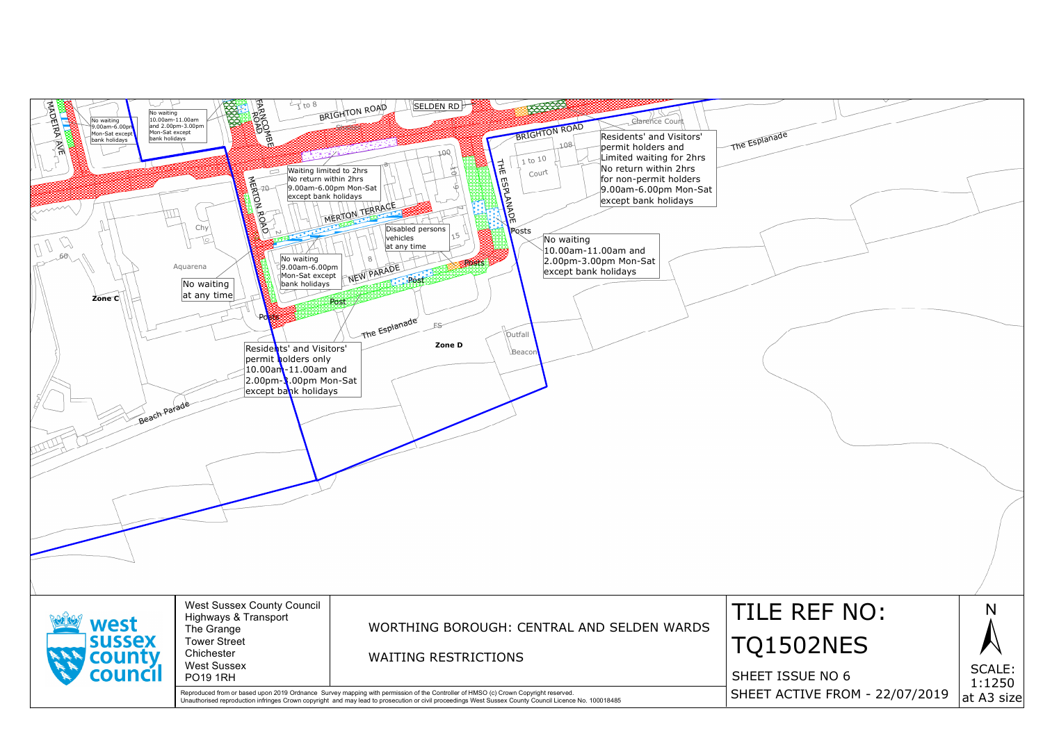No waiting
9.00am-6.00pm
Mon-Sat except
bank holidays

No waiting
10.00am-11.00am
and 2.00pm-3.00pm
Mon-Sat except
bank holidays

MADEIRA AVE

FARNCOMBE ROAD

BRIGHTON ROAD

SELDEN RD

Clarence Court

BRIGHTON ROAD

Residents' and Visitors' permit holders and Limited waiting for 2hrs
No return within 2hrs for non-permit holders
9.00am-6.00pm Mon-Sat except bank holidays

The Esplanade

Waiting limited to 2hrs
No return within 2hrs
9.00am-6.00pm Mon-Sat
except bank holidays

MERTON ROAD

MERTON TERRACE

THE ESPLANADE

1 to 10 Court

Disabled persons vehicles at any time

Posts

No waiting
10.00am-11.00am and
2.00pm-3.00pm Mon-Sat
except bank holidays

No waiting
9.00am-6.00pm
Mon-Sat except
bank holidays

NEW PARADE

Aquarena

No waiting at any time

Zone C

Post

Posts

The Esplanade

Zone D

Outfall

Beacon

Residents' and Visitors' permit holders only
10.00am-11.00am and
2.00pm-3.00pm Mon-Sat
except bank holidays

Beach Parade

West Sussex County Council
Highways & Transport
The Grange
Tower Street
Chichester
West Sussex
PO19 1RH

WORTHING BOROUGH: CENTRAL AND SELDEN WARDS

WAITING RESTRICTIONS

TILE REF NO:
TQ1502NES

SHEET ISSUE NO 6

SHEET ACTIVE FROM - 22/07/2019

N

SCALE:
1:1250
at A3 size

Reproduced from or based upon 2019 Ordnance Survey mapping with permission of the Controller of HMSO (c) Crown Copyright reserved.
Unauthorised reproduction infringes Crown copyright and may lead to prosecution or civil proceedings West Sussex County Council Licence No. 100018485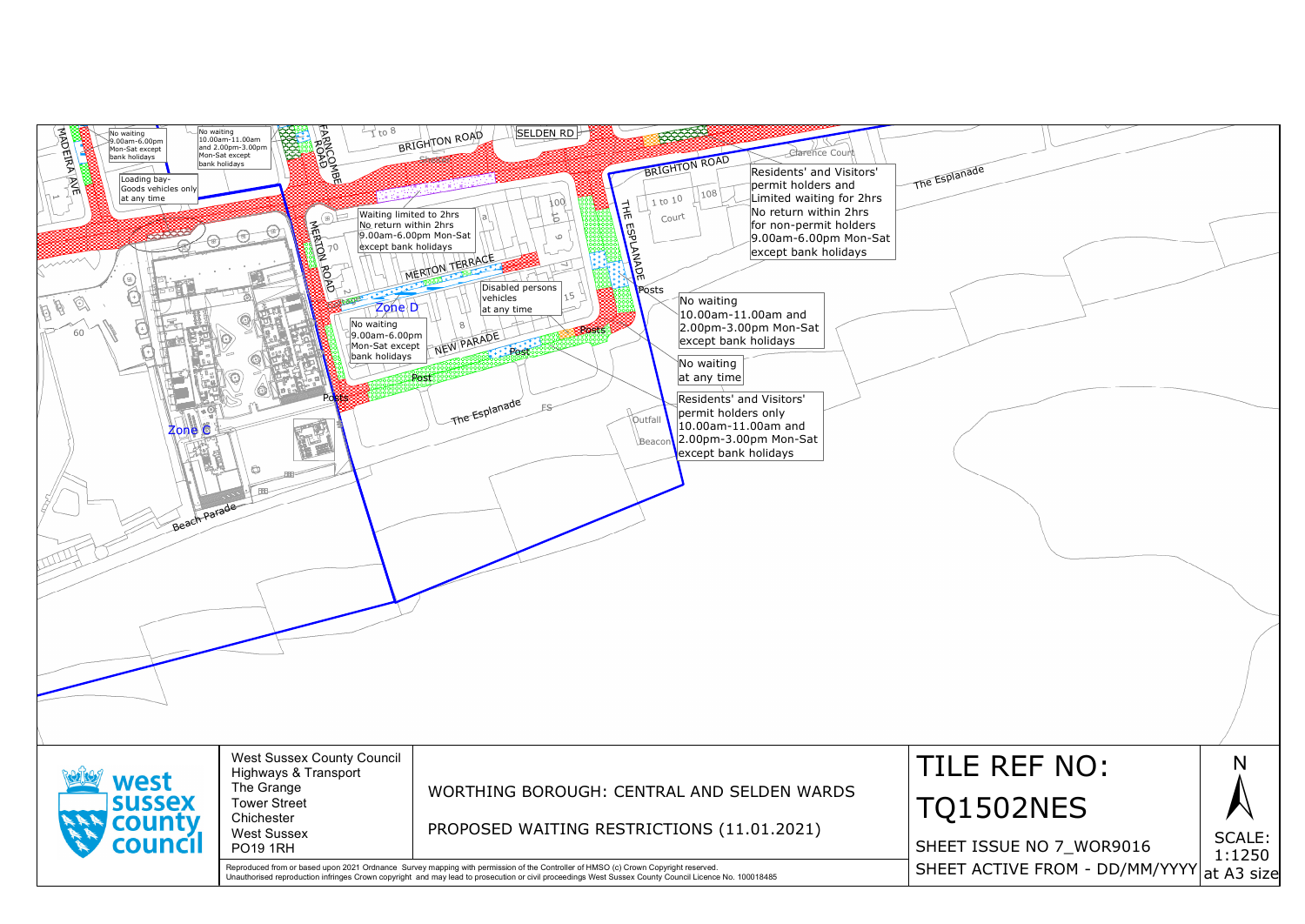No waiting
9.00am-6.00pm
Mon-Sat except
bank holidays

No waiting
10.00am-11.00am
and 2.00pm-3.00pm
Mon-Sat except
bank holidays

Loading bay-
Goods vehicles only
at any time

Waiting limited to 2hrs
No return within 2hrs
9.00am-6.00pm Mon-Sat
except bank holidays

Disabled persons
vehicles
at any time

No waiting
9.00am-6.00pm
Mon-Sat except
bank holidays

Residents' and Visitors'
permit holders and
Limited waiting for 2hrs
No return within 2hrs
for non-permit holders
9.00am-6.00pm Mon-Sat
except bank holidays

No waiting
10.00am-11.00am and
2.00pm-3.00pm Mon-Sat
except bank holidays

No waiting
at any time

Residents' and Visitors'
permit holders only
10.00am-11.00am and
2.00pm-3.00pm Mon-Sat
except bank holidays

MADEIRA AVE

FARNCOMBE ROAD

BRIGHTON ROAD

SELDEN RD

MERTON ROAD

MERTON TERRACE

NEW PARADE

THE ESPLANADE

The Esplanade

Beach Parade

Clarence Court

1 to 10 Court

Zone C

Zone D

Posts

Post

Outfall

Beacon

West Sussex County Council
Highways & Transport
The Grange
Tower Street
Chichester
West Sussex
PO19 1RH

WORTHING BOROUGH: CENTRAL AND SELDEN WARDS

PROPOSED WAITING RESTRICTIONS (11.01.2021)

TILE REF NO:
TQ1502NES

SHEET ISSUE NO 7_WOR9016

SHEET ACTIVE FROM - DD/MM/YYYY

N

SCALE:
1:1250
at A3 size

Reproduced from or based upon 2021 Ordnance Survey mapping with permission of the Controller of HMSO (c) Crown Copyright reserved.
Unauthorised reproduction infringes Crown copyright and may lead to prosecution or civil proceedings West Sussex County Council Licence No. 100018485